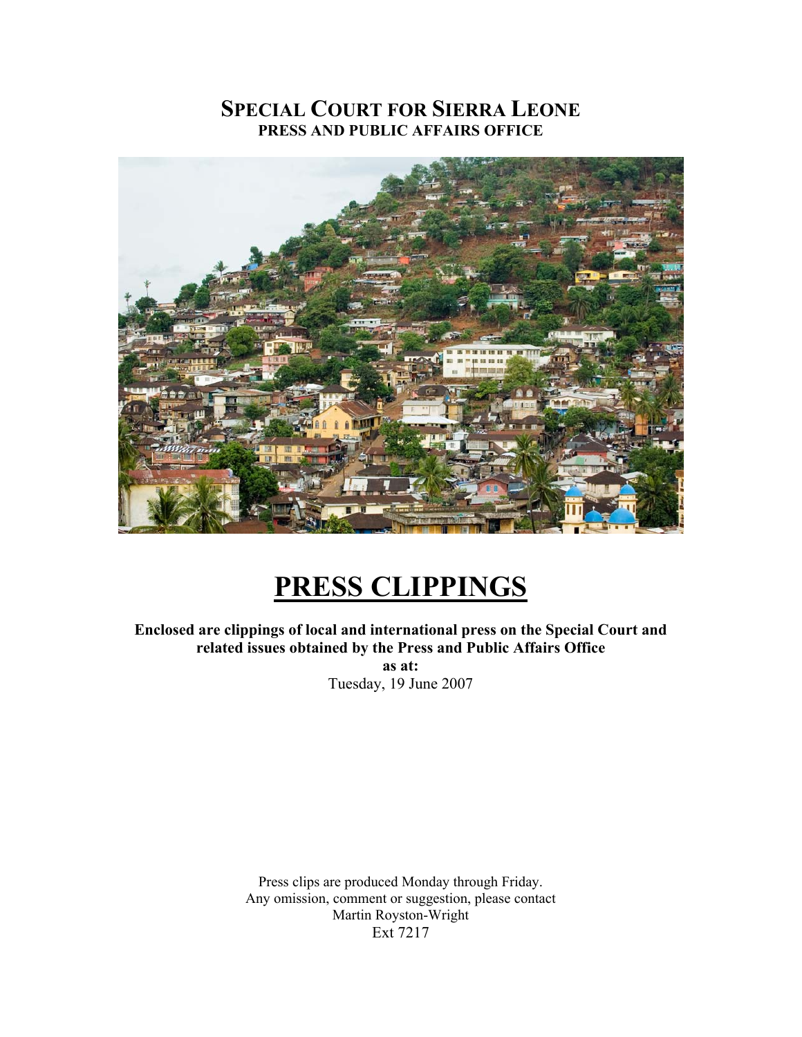# SPECIAL COURT FOR SIERRA LEONE
## PRESS AND PUBLIC AFFAIRS OFFICE

# PRESS CLIPPINGS

**Enclosed are clippings of local and international press on the Special Court and related issues obtained by the Press and Public Affairs Office**
**as at:**
Tuesday, 19 June 2007

Press clips are produced Monday through Friday.
Any omission, comment or suggestion, please contact
Martin Royston-Wright
Ext 7217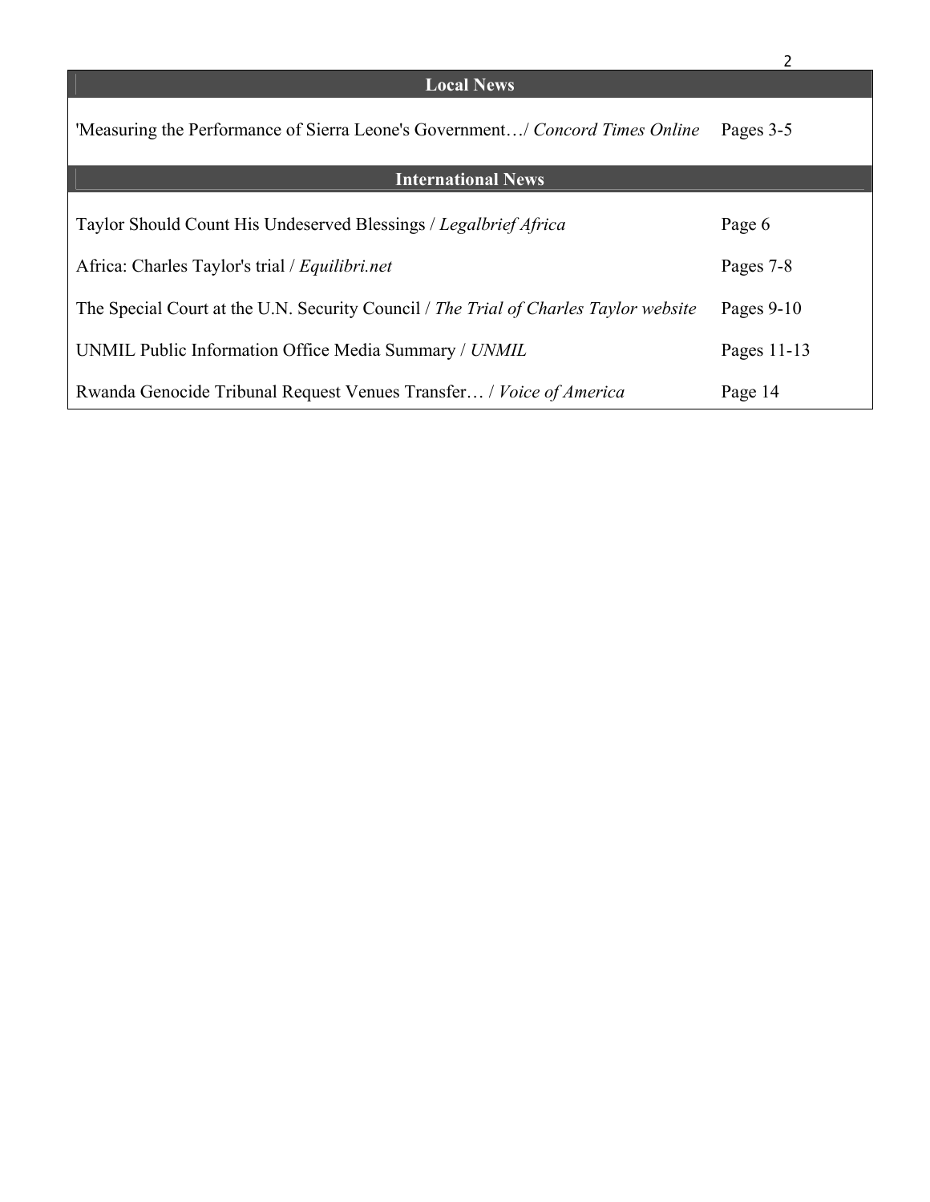## Local News

| | |
|---|---|
| 'Measuring the Performance of Sierra Leone's Government…/ *Concord Times Online* | Pages 3-5 |

## International News

| | |
|---|---|
| Taylor Should Count His Undeserved Blessings / *Legalbrief Africa* | Page 6 |
| Africa: Charles Taylor's trial / *Equilibri.net* | Pages 7-8 |
| The Special Court at the U.N. Security Council / *The Trial of Charles Taylor website* | Pages 9-10 |
| UNMIL Public Information Office Media Summary / *UNMIL* | Pages 11-13 |
| Rwanda Genocide Tribunal Request Venues Transfer… / *Voice of America* | Page 14 |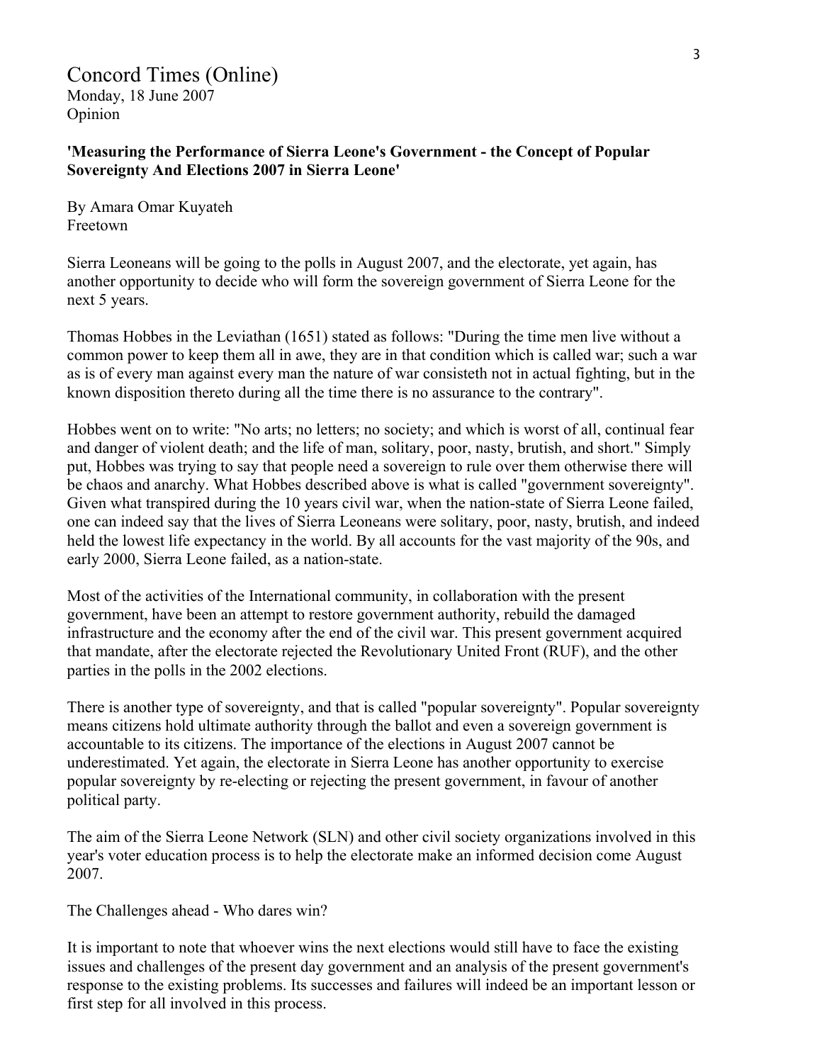# Concord Times (Online)

Monday, 18 June 2007
Opinion

**'Measuring the Performance of Sierra Leone's Government - the Concept of Popular Sovereignty And Elections 2007 in Sierra Leone'**

By Amara Omar Kuyateh
Freetown

Sierra Leoneans will be going to the polls in August 2007, and the electorate, yet again, has another opportunity to decide who will form the sovereign government of Sierra Leone for the next 5 years.

Thomas Hobbes in the Leviathan (1651) stated as follows: "During the time men live without a common power to keep them all in awe, they are in that condition which is called war; such a war as is of every man against every man the nature of war consisteth not in actual fighting, but in the known disposition thereto during all the time there is no assurance to the contrary".

Hobbes went on to write: "No arts; no letters; no society; and which is worst of all, continual fear and danger of violent death; and the life of man, solitary, poor, nasty, brutish, and short." Simply put, Hobbes was trying to say that people need a sovereign to rule over them otherwise there will be chaos and anarchy. What Hobbes described above is what is called "government sovereignty". Given what transpired during the 10 years civil war, when the nation-state of Sierra Leone failed, one can indeed say that the lives of Sierra Leoneans were solitary, poor, nasty, brutish, and indeed held the lowest life expectancy in the world. By all accounts for the vast majority of the 90s, and early 2000, Sierra Leone failed, as a nation-state.

Most of the activities of the International community, in collaboration with the present government, have been an attempt to restore government authority, rebuild the damaged infrastructure and the economy after the end of the civil war. This present government acquired that mandate, after the electorate rejected the Revolutionary United Front (RUF), and the other parties in the polls in the 2002 elections.

There is another type of sovereignty, and that is called "popular sovereignty". Popular sovereignty means citizens hold ultimate authority through the ballot and even a sovereign government is accountable to its citizens. The importance of the elections in August 2007 cannot be underestimated. Yet again, the electorate in Sierra Leone has another opportunity to exercise popular sovereignty by re-electing or rejecting the present government, in favour of another political party.

The aim of the Sierra Leone Network (SLN) and other civil society organizations involved in this year's voter education process is to help the electorate make an informed decision come August 2007.

The Challenges ahead - Who dares win?

It is important to note that whoever wins the next elections would still have to face the existing issues and challenges of the present day government and an analysis of the present government's response to the existing problems. Its successes and failures will indeed be an important lesson or first step for all involved in this process.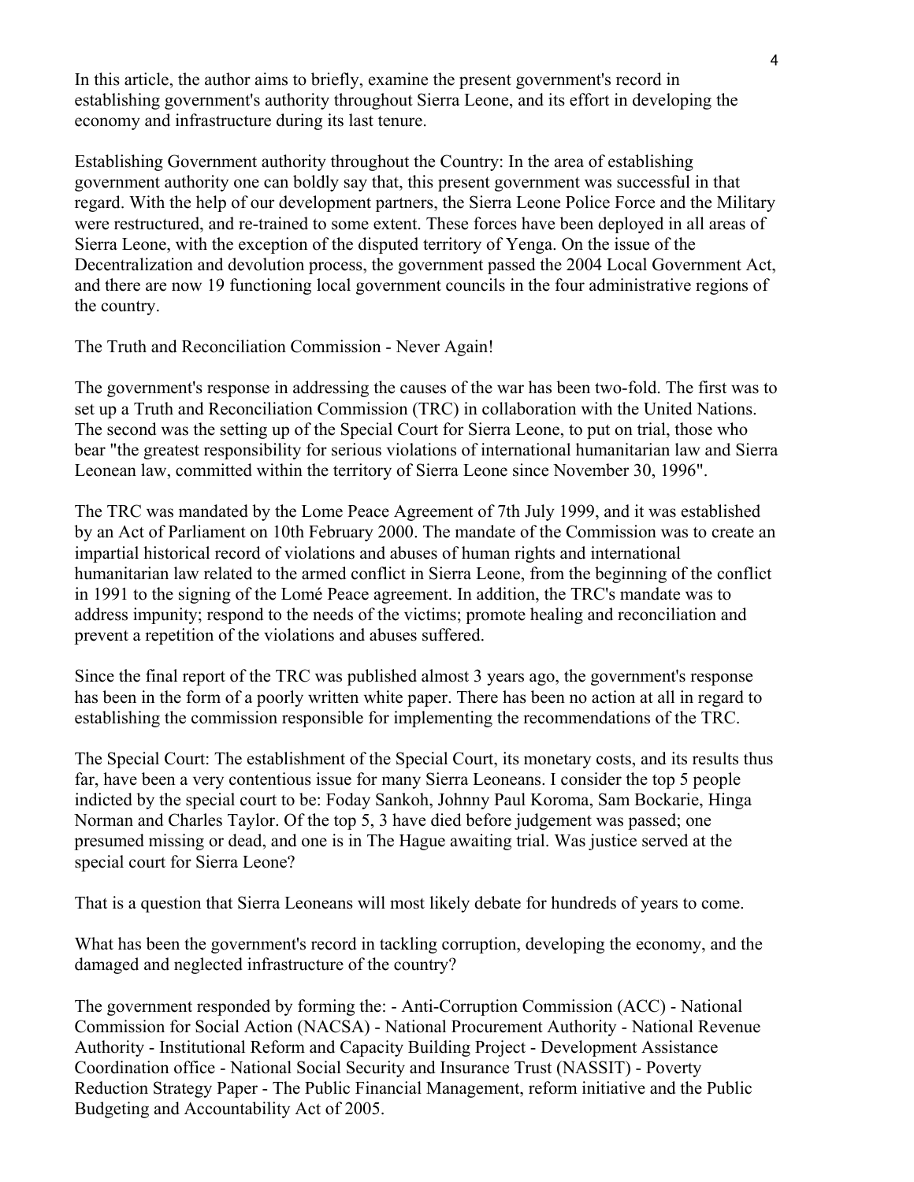In this article, the author aims to briefly, examine the present government's record in establishing government's authority throughout Sierra Leone, and its effort in developing the economy and infrastructure during its last tenure.

Establishing Government authority throughout the Country: In the area of establishing government authority one can boldly say that, this present government was successful in that regard. With the help of our development partners, the Sierra Leone Police Force and the Military were restructured, and re-trained to some extent. These forces have been deployed in all areas of Sierra Leone, with the exception of the disputed territory of Yenga. On the issue of the Decentralization and devolution process, the government passed the 2004 Local Government Act, and there are now 19 functioning local government councils in the four administrative regions of the country.

The Truth and Reconciliation Commission - Never Again!

The government's response in addressing the causes of the war has been two-fold. The first was to set up a Truth and Reconciliation Commission (TRC) in collaboration with the United Nations. The second was the setting up of the Special Court for Sierra Leone, to put on trial, those who bear "the greatest responsibility for serious violations of international humanitarian law and Sierra Leonean law, committed within the territory of Sierra Leone since November 30, 1996".

The TRC was mandated by the Lome Peace Agreement of 7th July 1999, and it was established by an Act of Parliament on 10th February 2000. The mandate of the Commission was to create an impartial historical record of violations and abuses of human rights and international humanitarian law related to the armed conflict in Sierra Leone, from the beginning of the conflict in 1991 to the signing of the Lomé Peace agreement. In addition, the TRC's mandate was to address impunity; respond to the needs of the victims; promote healing and reconciliation and prevent a repetition of the violations and abuses suffered.

Since the final report of the TRC was published almost 3 years ago, the government's response has been in the form of a poorly written white paper. There has been no action at all in regard to establishing the commission responsible for implementing the recommendations of the TRC.

The Special Court: The establishment of the Special Court, its monetary costs, and its results thus far, have been a very contentious issue for many Sierra Leoneans. I consider the top 5 people indicted by the special court to be: Foday Sankoh, Johnny Paul Koroma, Sam Bockarie, Hinga Norman and Charles Taylor. Of the top 5, 3 have died before judgement was passed; one presumed missing or dead, and one is in The Hague awaiting trial. Was justice served at the special court for Sierra Leone?

That is a question that Sierra Leoneans will most likely debate for hundreds of years to come.

What has been the government's record in tackling corruption, developing the economy, and the damaged and neglected infrastructure of the country?

The government responded by forming the: - Anti-Corruption Commission (ACC) - National Commission for Social Action (NACSA) - National Procurement Authority - National Revenue Authority - Institutional Reform and Capacity Building Project - Development Assistance Coordination office - National Social Security and Insurance Trust (NASSIT) - Poverty Reduction Strategy Paper - The Public Financial Management, reform initiative and the Public Budgeting and Accountability Act of 2005.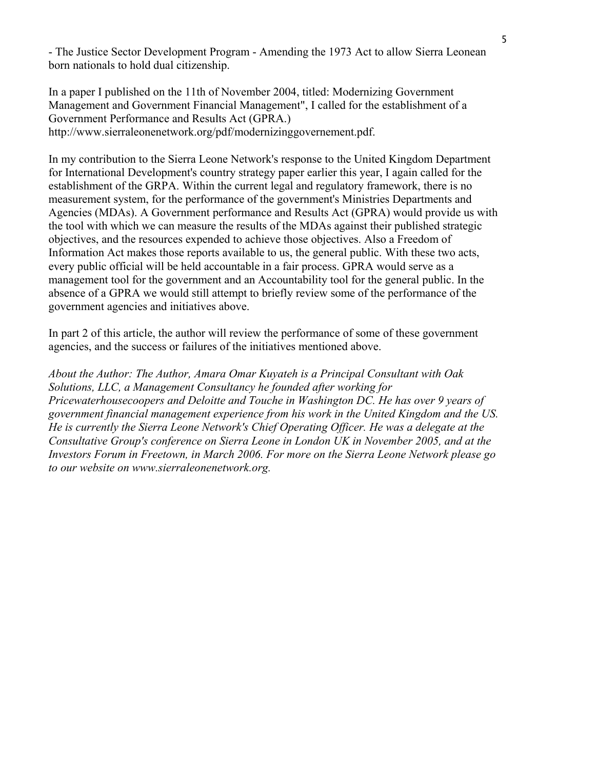- The Justice Sector Development Program - Amending the 1973 Act to allow Sierra Leonean born nationals to hold dual citizenship.

In a paper I published on the 11th of November 2004, titled: Modernizing Government Management and Government Financial Management", I called for the establishment of a Government Performance and Results Act (GPRA.) http://www.sierraleonenetwork.org/pdf/modernizinggovernement.pdf.

In my contribution to the Sierra Leone Network's response to the United Kingdom Department for International Development's country strategy paper earlier this year, I again called for the establishment of the GRPA. Within the current legal and regulatory framework, there is no measurement system, for the performance of the government's Ministries Departments and Agencies (MDAs). A Government performance and Results Act (GPRA) would provide us with the tool with which we can measure the results of the MDAs against their published strategic objectives, and the resources expended to achieve those objectives. Also a Freedom of Information Act makes those reports available to us, the general public. With these two acts, every public official will be held accountable in a fair process. GPRA would serve as a management tool for the government and an Accountability tool for the general public. In the absence of a GPRA we would still attempt to briefly review some of the performance of the government agencies and initiatives above.

In part 2 of this article, the author will review the performance of some of these government agencies, and the success or failures of the initiatives mentioned above.

*About the Author: The Author, Amara Omar Kuyateh is a Principal Consultant with Oak Solutions, LLC, a Management Consultancy he founded after working for Pricewaterhousecoopers and Deloitte and Touche in Washington DC. He has over 9 years of government financial management experience from his work in the United Kingdom and the US. He is currently the Sierra Leone Network's Chief Operating Officer. He was a delegate at the Consultative Group's conference on Sierra Leone in London UK in November 2005, and at the Investors Forum in Freetown, in March 2006. For more on the Sierra Leone Network please go to our website on www.sierraleonenetwork.org.*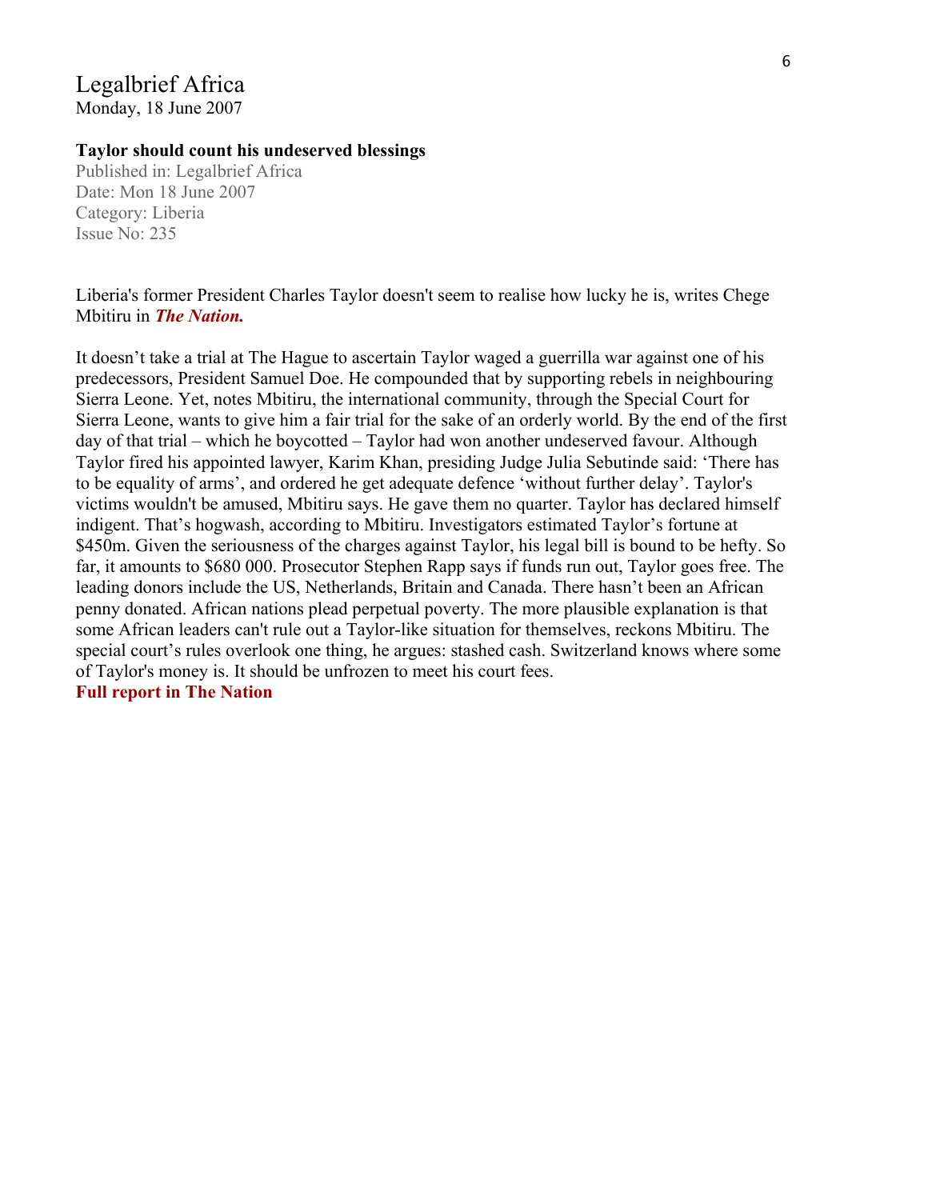# Legalbrief Africa

Monday, 18 June 2007

**Taylor should count his undeserved blessings**

Published in: Legalbrief Africa
Date: Mon 18 June 2007
Category: Liberia
Issue No: 235

Liberia's former President Charles Taylor doesn't seem to realise how lucky he is, writes Chege Mbitiru in ***The Nation.***

It doesn't take a trial at The Hague to ascertain Taylor waged a guerrilla war against one of his predecessors, President Samuel Doe. He compounded that by supporting rebels in neighbouring Sierra Leone. Yet, notes Mbitiru, the international community, through the Special Court for Sierra Leone, wants to give him a fair trial for the sake of an orderly world. By the end of the first day of that trial – which he boycotted – Taylor had won another undeserved favour. Although Taylor fired his appointed lawyer, Karim Khan, presiding Judge Julia Sebutinde said: 'There has to be equality of arms', and ordered he get adequate defence 'without further delay'. Taylor's victims wouldn't be amused, Mbitiru says. He gave them no quarter. Taylor has declared himself indigent. That's hogwash, according to Mbitiru. Investigators estimated Taylor's fortune at $450m. Given the seriousness of the charges against Taylor, his legal bill is bound to be hefty. So far, it amounts to $680 000. Prosecutor Stephen Rapp says if funds run out, Taylor goes free. The leading donors include the US, Netherlands, Britain and Canada. There hasn't been an African penny donated. African nations plead perpetual poverty. The more plausible explanation is that some African leaders can't rule out a Taylor-like situation for themselves, reckons Mbitiru. The special court's rules overlook one thing, he argues: stashed cash. Switzerland knows where some of Taylor's money is. It should be unfrozen to meet his court fees.

**Full report in The Nation**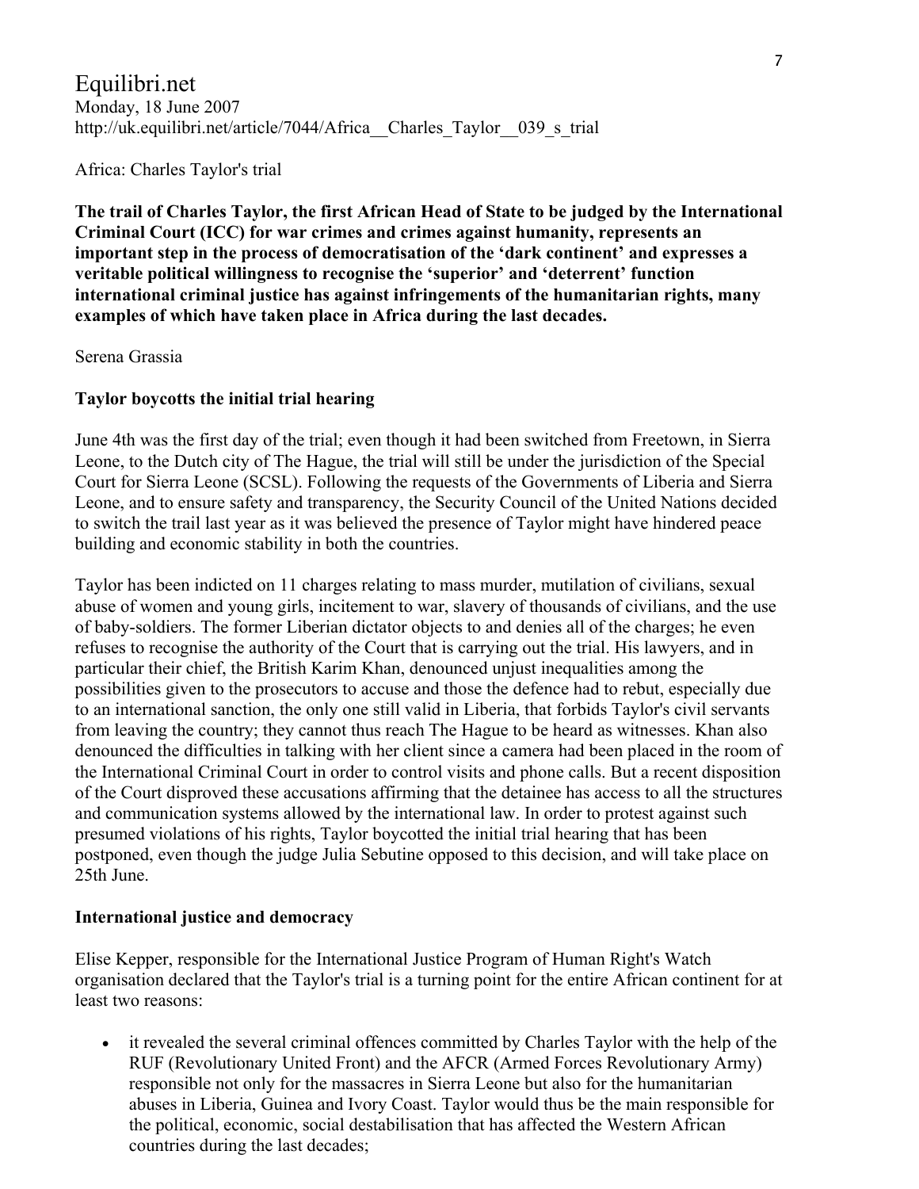Equilibri.net
Monday, 18 June 2007
http://uk.equilibri.net/article/7044/Africa__Charles_Taylor__039_s_trial

Africa: Charles Taylor's trial

**The trail of Charles Taylor, the first African Head of State to be judged by the International Criminal Court (ICC) for war crimes and crimes against humanity, represents an important step in the process of democratisation of the 'dark continent' and expresses a veritable political willingness to recognise the 'superior' and 'deterrent' function international criminal justice has against infringements of the humanitarian rights, many examples of which have taken place in Africa during the last decades.**

Serena Grassia

**Taylor boycotts the initial trial hearing**

June 4th was the first day of the trial; even though it had been switched from Freetown, in Sierra Leone, to the Dutch city of The Hague, the trial will still be under the jurisdiction of the Special Court for Sierra Leone (SCSL). Following the requests of the Governments of Liberia and Sierra Leone, and to ensure safety and transparency, the Security Council of the United Nations decided to switch the trail last year as it was believed the presence of Taylor might have hindered peace building and economic stability in both the countries.

Taylor has been indicted on 11 charges relating to mass murder, mutilation of civilians, sexual abuse of women and young girls, incitement to war, slavery of thousands of civilians, and the use of baby-soldiers. The former Liberian dictator objects to and denies all of the charges; he even refuses to recognise the authority of the Court that is carrying out the trial. His lawyers, and in particular their chief, the British Karim Khan, denounced unjust inequalities among the possibilities given to the prosecutors to accuse and those the defence had to rebut, especially due to an international sanction, the only one still valid in Liberia, that forbids Taylor's civil servants from leaving the country; they cannot thus reach The Hague to be heard as witnesses. Khan also denounced the difficulties in talking with her client since a camera had been placed in the room of the International Criminal Court in order to control visits and phone calls. But a recent disposition of the Court disproved these accusations affirming that the detainee has access to all the structures and communication systems allowed by the international law. In order to protest against such presumed violations of his rights, Taylor boycotted the initial trial hearing that has been postponed, even though the judge Julia Sebutine opposed to this decision, and will take place on 25th June.

**International justice and democracy**

Elise Kepper, responsible for the International Justice Program of Human Right's Watch organisation declared that the Taylor's trial is a turning point for the entire African continent for at least two reasons:

- it revealed the several criminal offences committed by Charles Taylor with the help of the RUF (Revolutionary United Front) and the AFCR (Armed Forces Revolutionary Army) responsible not only for the massacres in Sierra Leone but also for the humanitarian abuses in Liberia, Guinea and Ivory Coast. Taylor would thus be the main responsible for the political, economic, social destabilisation that has affected the Western African countries during the last decades;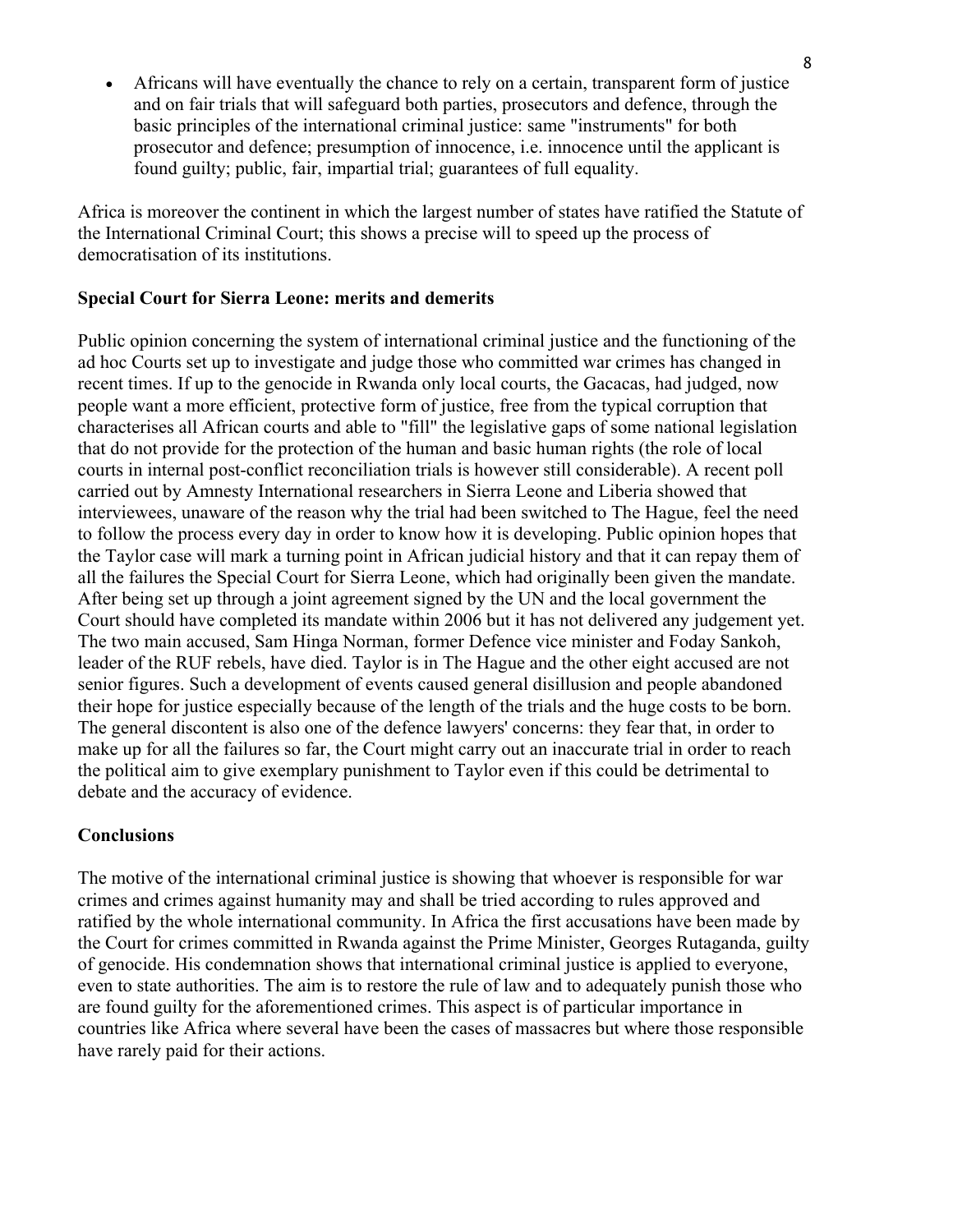- Africans will have eventually the chance to rely on a certain, transparent form of justice and on fair trials that will safeguard both parties, prosecutors and defence, through the basic principles of the international criminal justice: same "instruments" for both prosecutor and defence; presumption of innocence, i.e. innocence until the applicant is found guilty; public, fair, impartial trial; guarantees of full equality.

Africa is moreover the continent in which the largest number of states have ratified the Statute of the International Criminal Court; this shows a precise will to speed up the process of democratisation of its institutions.

**Special Court for Sierra Leone: merits and demerits**

Public opinion concerning the system of international criminal justice and the functioning of the ad hoc Courts set up to investigate and judge those who committed war crimes has changed in recent times. If up to the genocide in Rwanda only local courts, the Gacacas, had judged, now people want a more efficient, protective form of justice, free from the typical corruption that characterises all African courts and able to "fill" the legislative gaps of some national legislation that do not provide for the protection of the human and basic human rights (the role of local courts in internal post-conflict reconciliation trials is however still considerable). A recent poll carried out by Amnesty International researchers in Sierra Leone and Liberia showed that interviewees, unaware of the reason why the trial had been switched to The Hague, feel the need to follow the process every day in order to know how it is developing. Public opinion hopes that the Taylor case will mark a turning point in African judicial history and that it can repay them of all the failures the Special Court for Sierra Leone, which had originally been given the mandate. After being set up through a joint agreement signed by the UN and the local government the Court should have completed its mandate within 2006 but it has not delivered any judgement yet. The two main accused, Sam Hinga Norman, former Defence vice minister and Foday Sankoh, leader of the RUF rebels, have died. Taylor is in The Hague and the other eight accused are not senior figures. Such a development of events caused general disillusion and people abandoned their hope for justice especially because of the length of the trials and the huge costs to be born. The general discontent is also one of the defence lawyers' concerns: they fear that, in order to make up for all the failures so far, the Court might carry out an inaccurate trial in order to reach the political aim to give exemplary punishment to Taylor even if this could be detrimental to debate and the accuracy of evidence.

**Conclusions**

The motive of the international criminal justice is showing that whoever is responsible for war crimes and crimes against humanity may and shall be tried according to rules approved and ratified by the whole international community. In Africa the first accusations have been made by the Court for crimes committed in Rwanda against the Prime Minister, Georges Rutaganda, guilty of genocide. His condemnation shows that international criminal justice is applied to everyone, even to state authorities. The aim is to restore the rule of law and to adequately punish those who are found guilty for the aforementioned crimes. This aspect is of particular importance in countries like Africa where several have been the cases of massacres but where those responsible have rarely paid for their actions.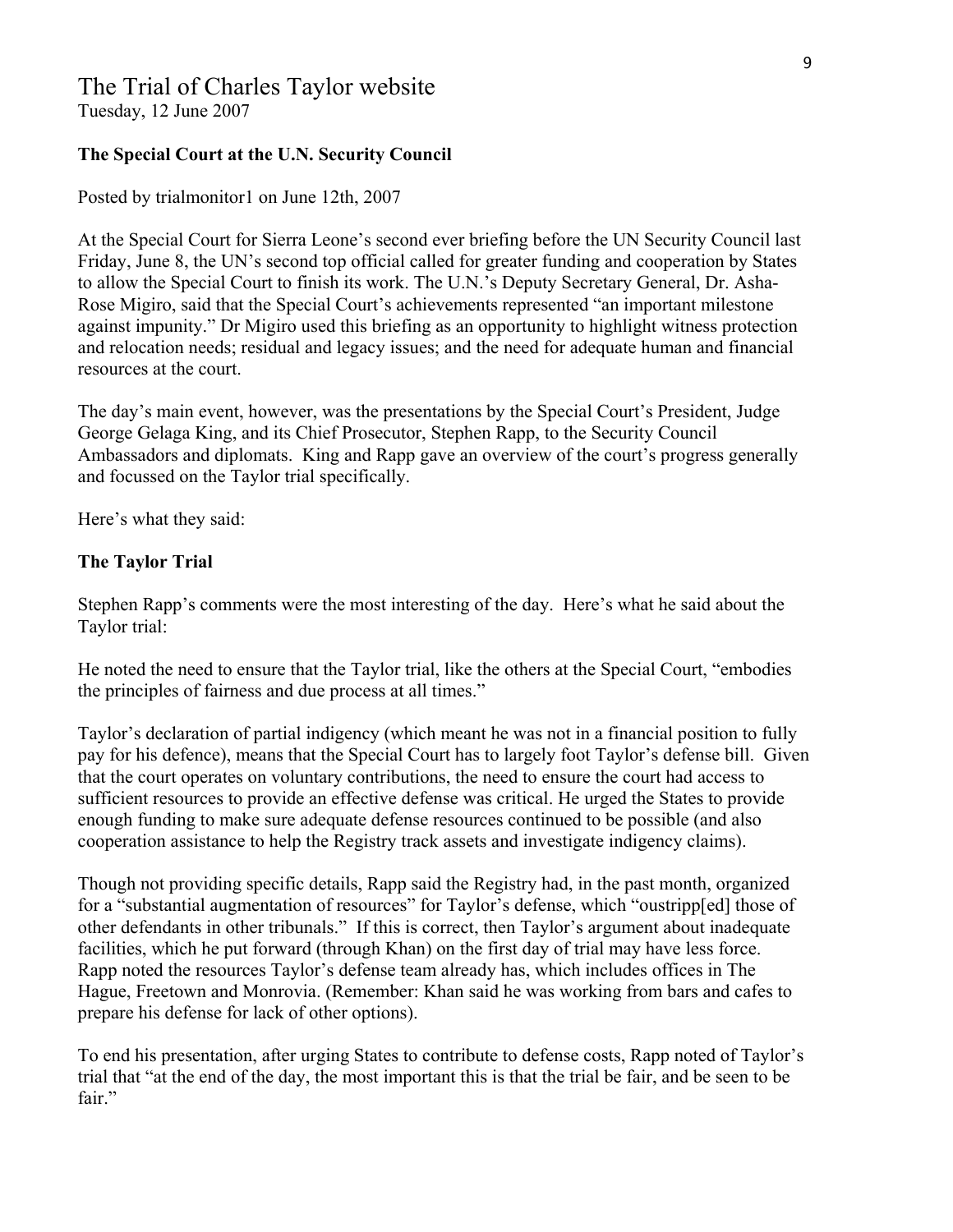# The Trial of Charles Taylor website

Tuesday, 12 June 2007

**The Special Court at the U.N. Security Council**

Posted by trialmonitor1 on June 12th, 2007

At the Special Court for Sierra Leone's second ever briefing before the UN Security Council last Friday, June 8, the UN's second top official called for greater funding and cooperation by States to allow the Special Court to finish its work. The U.N.'s Deputy Secretary General, Dr. Asha-Rose Migiro, said that the Special Court's achievements represented "an important milestone against impunity." Dr Migiro used this briefing as an opportunity to highlight witness protection and relocation needs; residual and legacy issues; and the need for adequate human and financial resources at the court.

The day's main event, however, was the presentations by the Special Court's President, Judge George Gelaga King, and its Chief Prosecutor, Stephen Rapp, to the Security Council Ambassadors and diplomats. King and Rapp gave an overview of the court's progress generally and focussed on the Taylor trial specifically.

Here's what they said:

**The Taylor Trial**

Stephen Rapp's comments were the most interesting of the day. Here's what he said about the Taylor trial:

He noted the need to ensure that the Taylor trial, like the others at the Special Court, "embodies the principles of fairness and due process at all times."

Taylor's declaration of partial indigency (which meant he was not in a financial position to fully pay for his defence), means that the Special Court has to largely foot Taylor's defense bill. Given that the court operates on voluntary contributions, the need to ensure the court had access to sufficient resources to provide an effective defense was critical. He urged the States to provide enough funding to make sure adequate defense resources continued to be possible (and also cooperation assistance to help the Registry track assets and investigate indigency claims).

Though not providing specific details, Rapp said the Registry had, in the past month, organized for a "substantial augmentation of resources" for Taylor's defense, which "oustripp[ed] those of other defendants in other tribunals." If this is correct, then Taylor's argument about inadequate facilities, which he put forward (through Khan) on the first day of trial may have less force. Rapp noted the resources Taylor's defense team already has, which includes offices in The Hague, Freetown and Monrovia. (Remember: Khan said he was working from bars and cafes to prepare his defense for lack of other options).

To end his presentation, after urging States to contribute to defense costs, Rapp noted of Taylor's trial that "at the end of the day, the most important this is that the trial be fair, and be seen to be fair."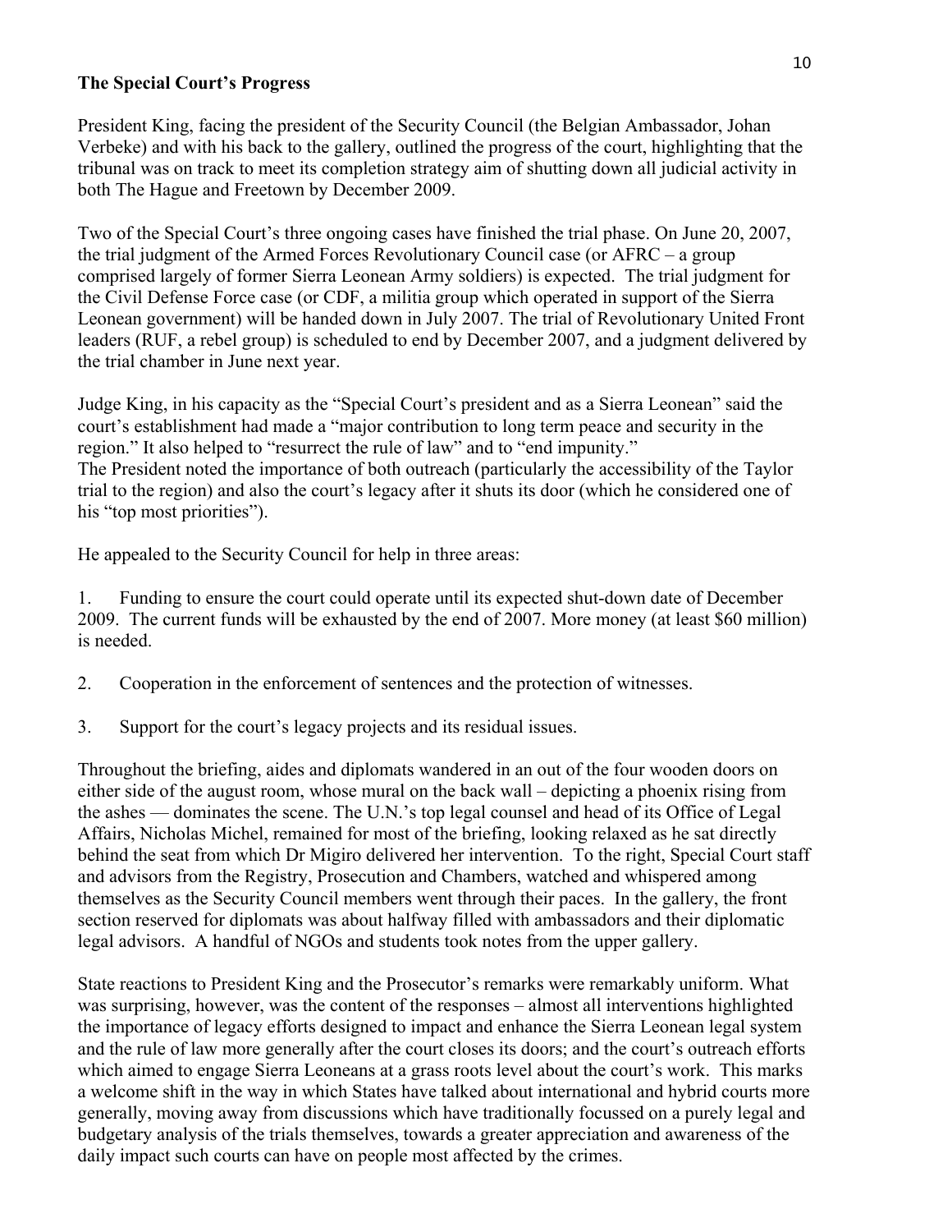**The Special Court's Progress**

President King, facing the president of the Security Council (the Belgian Ambassador, Johan Verbeke) and with his back to the gallery, outlined the progress of the court, highlighting that the tribunal was on track to meet its completion strategy aim of shutting down all judicial activity in both The Hague and Freetown by December 2009.

Two of the Special Court's three ongoing cases have finished the trial phase. On June 20, 2007, the trial judgment of the Armed Forces Revolutionary Council case (or AFRC – a group comprised largely of former Sierra Leonean Army soldiers) is expected. The trial judgment for the Civil Defense Force case (or CDF, a militia group which operated in support of the Sierra Leonean government) will be handed down in July 2007. The trial of Revolutionary United Front leaders (RUF, a rebel group) is scheduled to end by December 2007, and a judgment delivered by the trial chamber in June next year.

Judge King, in his capacity as the "Special Court's president and as a Sierra Leonean" said the court's establishment had made a "major contribution to long term peace and security in the region." It also helped to "resurrect the rule of law" and to "end impunity."
The President noted the importance of both outreach (particularly the accessibility of the Taylor trial to the region) and also the court's legacy after it shuts its door (which he considered one of his "top most priorities").

He appealed to the Security Council for help in three areas:

1. Funding to ensure the court could operate until its expected shut-down date of December 2009. The current funds will be exhausted by the end of 2007. More money (at least $60 million) is needed.

2. Cooperation in the enforcement of sentences and the protection of witnesses.

3. Support for the court's legacy projects and its residual issues.

Throughout the briefing, aides and diplomats wandered in an out of the four wooden doors on either side of the august room, whose mural on the back wall – depicting a phoenix rising from the ashes — dominates the scene. The U.N.'s top legal counsel and head of its Office of Legal Affairs, Nicholas Michel, remained for most of the briefing, looking relaxed as he sat directly behind the seat from which Dr Migiro delivered her intervention. To the right, Special Court staff and advisors from the Registry, Prosecution and Chambers, watched and whispered among themselves as the Security Council members went through their paces. In the gallery, the front section reserved for diplomats was about halfway filled with ambassadors and their diplomatic legal advisors. A handful of NGOs and students took notes from the upper gallery.

State reactions to President King and the Prosecutor's remarks were remarkably uniform. What was surprising, however, was the content of the responses – almost all interventions highlighted the importance of legacy efforts designed to impact and enhance the Sierra Leonean legal system and the rule of law more generally after the court closes its doors; and the court's outreach efforts which aimed to engage Sierra Leoneans at a grass roots level about the court's work. This marks a welcome shift in the way in which States have talked about international and hybrid courts more generally, moving away from discussions which have traditionally focussed on a purely legal and budgetary analysis of the trials themselves, towards a greater appreciation and awareness of the daily impact such courts can have on people most affected by the crimes.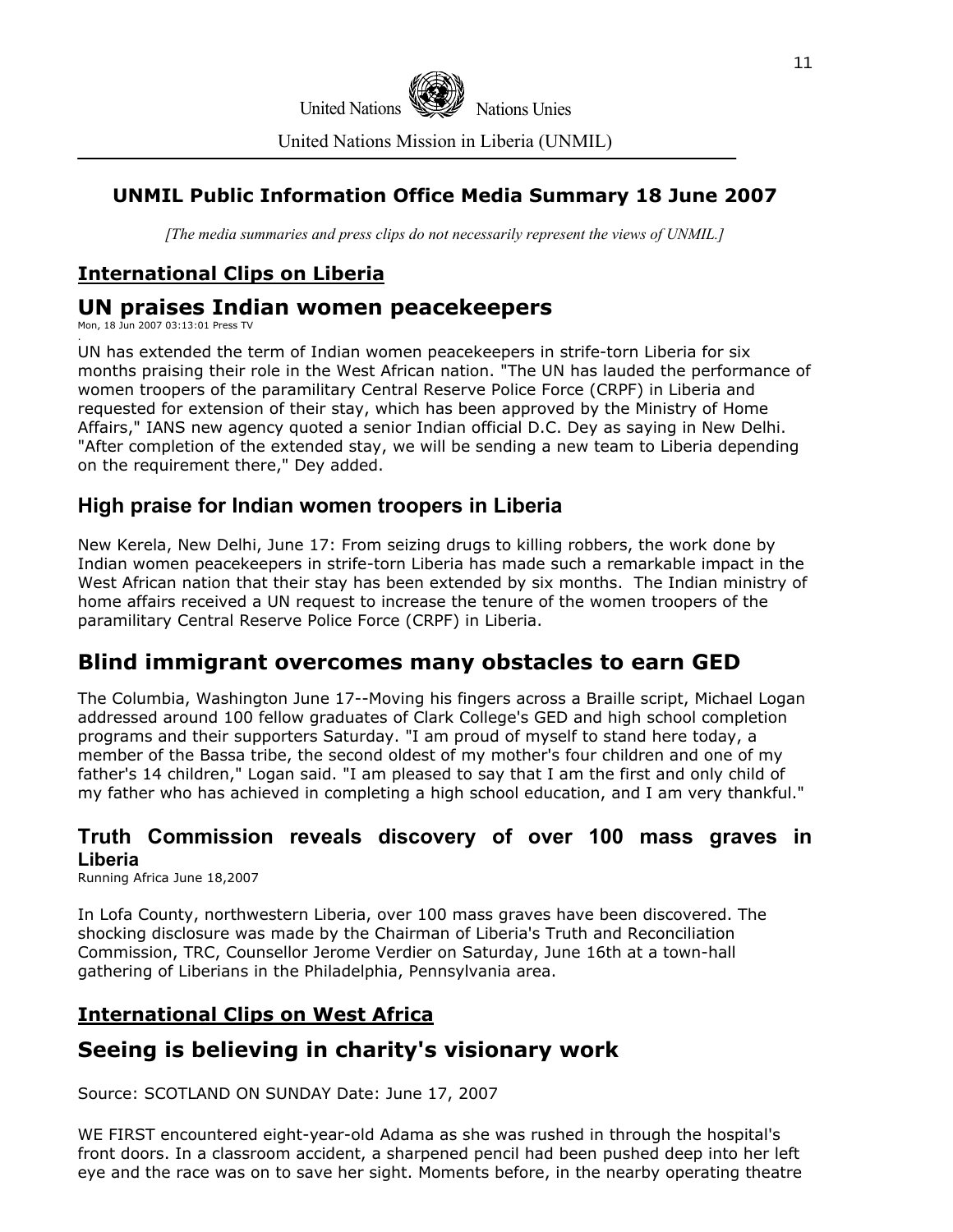United Nations Nations Unies

United Nations Mission in Liberia (UNMIL)

## UNMIL Public Information Office Media Summary 18 June 2007

*[The media summaries and press clips do not necessarily represent the views of UNMIL.]*

### International Clips on Liberia

## UN praises Indian women peacekeepers

Mon, 18 Jun 2007 03:13:01 Press TV

UN has extended the term of Indian women peacekeepers in strife-torn Liberia for six months praising their role in the West African nation. "The UN has lauded the performance of women troopers of the paramilitary Central Reserve Police Force (CRPF) in Liberia and requested for extension of their stay, which has been approved by the Ministry of Home Affairs," IANS new agency quoted a senior Indian official D.C. Dey as saying in New Delhi. "After completion of the extended stay, we will be sending a new team to Liberia depending on the requirement there," Dey added.

### High praise for Indian women troopers in Liberia

New Kerela, New Delhi, June 17: From seizing drugs to killing robbers, the work done by Indian women peacekeepers in strife-torn Liberia has made such a remarkable impact in the West African nation that their stay has been extended by six months. The Indian ministry of home affairs received a UN request to increase the tenure of the women troopers of the paramilitary Central Reserve Police Force (CRPF) in Liberia.

## Blind immigrant overcomes many obstacles to earn GED

The Columbia, Washington June 17--Moving his fingers across a Braille script, Michael Logan addressed around 100 fellow graduates of Clark College's GED and high school completion programs and their supporters Saturday. "I am proud of myself to stand here today, a member of the Bassa tribe, the second oldest of my mother's four children and one of my father's 14 children," Logan said. "I am pleased to say that I am the first and only child of my father who has achieved in completing a high school education, and I am very thankful."

### Truth Commission reveals discovery of over 100 mass graves in Liberia

Running Africa June 18,2007

In Lofa County, northwestern Liberia, over 100 mass graves have been discovered. The shocking disclosure was made by the Chairman of Liberia's Truth and Reconciliation Commission, TRC, Counsellor Jerome Verdier on Saturday, June 16th at a town-hall gathering of Liberians in the Philadelphia, Pennsylvania area.

### International Clips on West Africa

## Seeing is believing in charity's visionary work

Source: SCOTLAND ON SUNDAY Date: June 17, 2007

WE FIRST encountered eight-year-old Adama as she was rushed in through the hospital's front doors. In a classroom accident, a sharpened pencil had been pushed deep into her left eye and the race was on to save her sight. Moments before, in the nearby operating theatre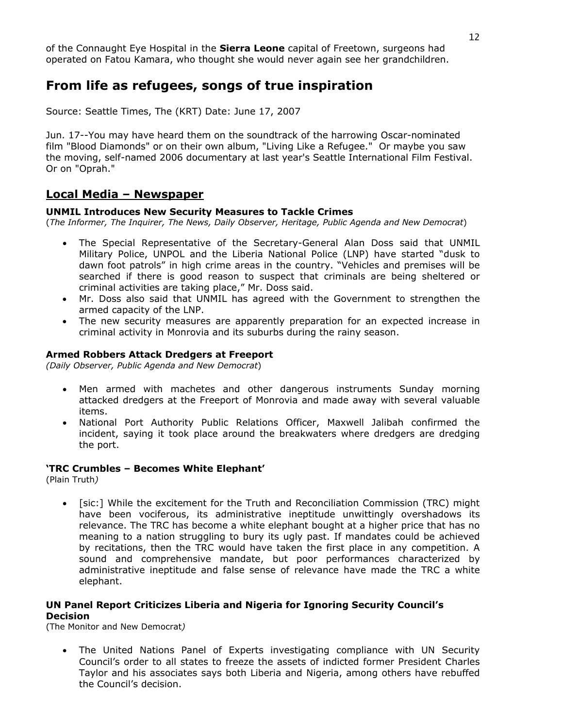of the Connaught Eye Hospital in the **Sierra Leone** capital of Freetown, surgeons had operated on Fatou Kamara, who thought she would never again see her grandchildren.

## From life as refugees, songs of true inspiration

Source: Seattle Times, The (KRT) Date: June 17, 2007

Jun. 17--You may have heard them on the soundtrack of the harrowing Oscar-nominated film "Blood Diamonds" or on their own album, "Living Like a Refugee." Or maybe you saw the moving, self-named 2006 documentary at last year's Seattle International Film Festival. Or on "Oprah."

## Local Media – Newspaper

### UNMIL Introduces New Security Measures to Tackle Crimes

(*The Informer, The Inquirer, The News, Daily Observer, Heritage, Public Agenda and New Democrat*)

- The Special Representative of the Secretary-General Alan Doss said that UNMIL Military Police, UNPOL and the Liberia National Police (LNP) have started "dusk to dawn foot patrols" in high crime areas in the country. "Vehicles and premises will be searched if there is good reason to suspect that criminals are being sheltered or criminal activities are taking place," Mr. Doss said.
- Mr. Doss also said that UNMIL has agreed with the Government to strengthen the armed capacity of the LNP.
- The new security measures are apparently preparation for an expected increase in criminal activity in Monrovia and its suburbs during the rainy season.

### Armed Robbers Attack Dredgers at Freeport

(*Daily Observer, Public Agenda and New Democrat*)

- Men armed with machetes and other dangerous instruments Sunday morning attacked dredgers at the Freeport of Monrovia and made away with several valuable items.
- National Port Authority Public Relations Officer, Maxwell Jalibah confirmed the incident, saying it took place around the breakwaters where dredgers are dredging the port.

### 'TRC Crumbles – Becomes White Elephant'

(Plain Truth)

- [sic:] While the excitement for the Truth and Reconciliation Commission (TRC) might have been vociferous, its administrative ineptitude unwittingly overshadows its relevance. The TRC has become a white elephant bought at a higher price that has no meaning to a nation struggling to bury its ugly past. If mandates could be achieved by recitations, then the TRC would have taken the first place in any competition. A sound and comprehensive mandate, but poor performances characterized by administrative ineptitude and false sense of relevance have made the TRC a white elephant.

### UN Panel Report Criticizes Liberia and Nigeria for Ignoring Security Council's Decision

(The Monitor and New Democrat)

- The United Nations Panel of Experts investigating compliance with UN Security Council's order to all states to freeze the assets of indicted former President Charles Taylor and his associates says both Liberia and Nigeria, among others have rebuffed the Council's decision.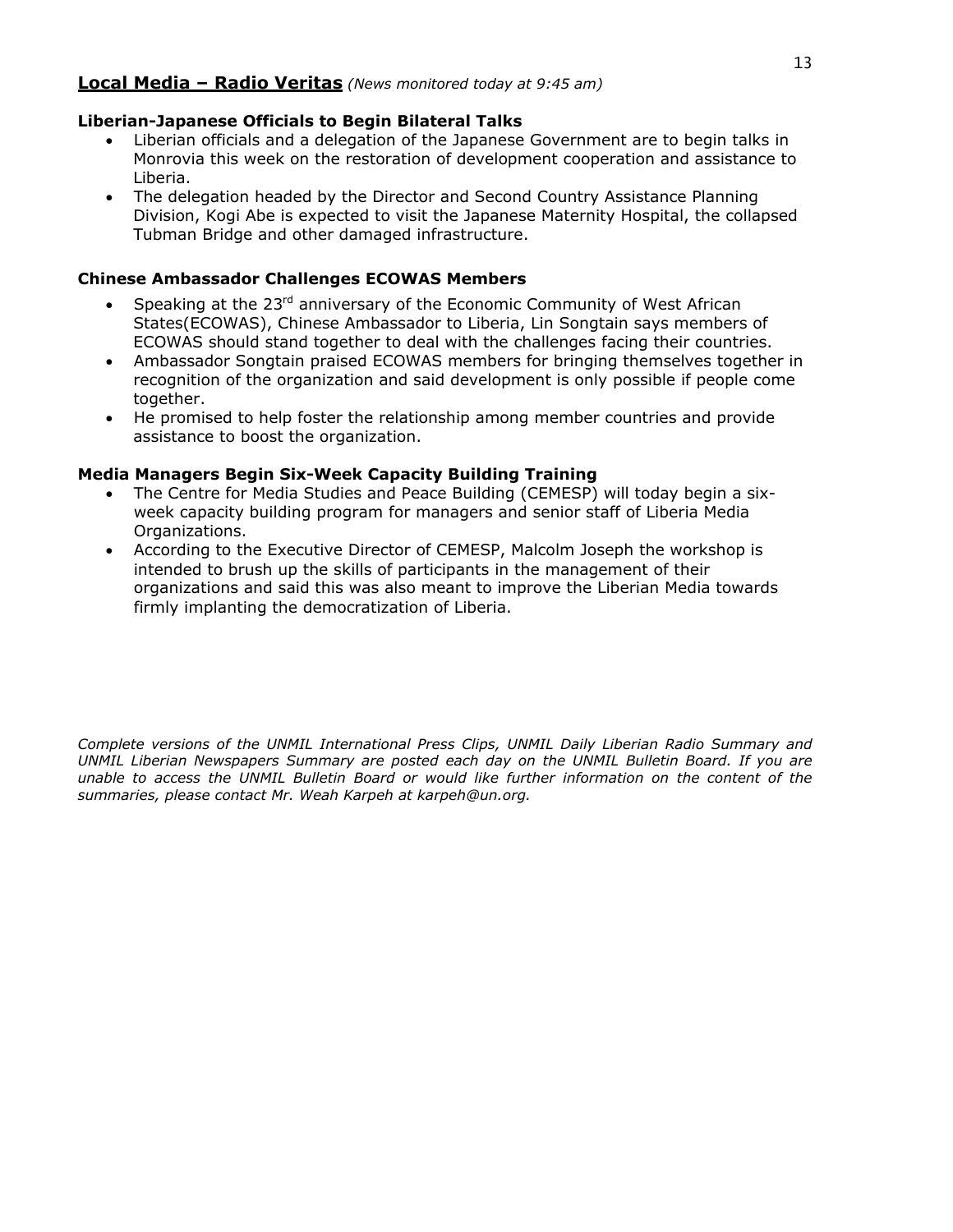## **Local Media – Radio Veritas** *(News monitored today at 9:45 am)*

**Liberian-Japanese Officials to Begin Bilateral Talks**

- Liberian officials and a delegation of the Japanese Government are to begin talks in Monrovia this week on the restoration of development cooperation and assistance to Liberia.
- The delegation headed by the Director and Second Country Assistance Planning Division, Kogi Abe is expected to visit the Japanese Maternity Hospital, the collapsed Tubman Bridge and other damaged infrastructure.

**Chinese Ambassador Challenges ECOWAS Members**

- Speaking at the 23rd anniversary of the Economic Community of West African States(ECOWAS), Chinese Ambassador to Liberia, Lin Songtain says members of ECOWAS should stand together to deal with the challenges facing their countries.
- Ambassador Songtain praised ECOWAS members for bringing themselves together in recognition of the organization and said development is only possible if people come together.
- He promised to help foster the relationship among member countries and provide assistance to boost the organization.

**Media Managers Begin Six-Week Capacity Building Training**

- The Centre for Media Studies and Peace Building (CEMESP) will today begin a six-week capacity building program for managers and senior staff of Liberia Media Organizations.
- According to the Executive Director of CEMESP, Malcolm Joseph the workshop is intended to brush up the skills of participants in the management of their organizations and said this was also meant to improve the Liberian Media towards firmly implanting the democratization of Liberia.

*Complete versions of the UNMIL International Press Clips, UNMIL Daily Liberian Radio Summary and UNMIL Liberian Newspapers Summary are posted each day on the UNMIL Bulletin Board. If you are unable to access the UNMIL Bulletin Board or would like further information on the content of the summaries, please contact Mr. Weah Karpeh at karpeh@un.org.*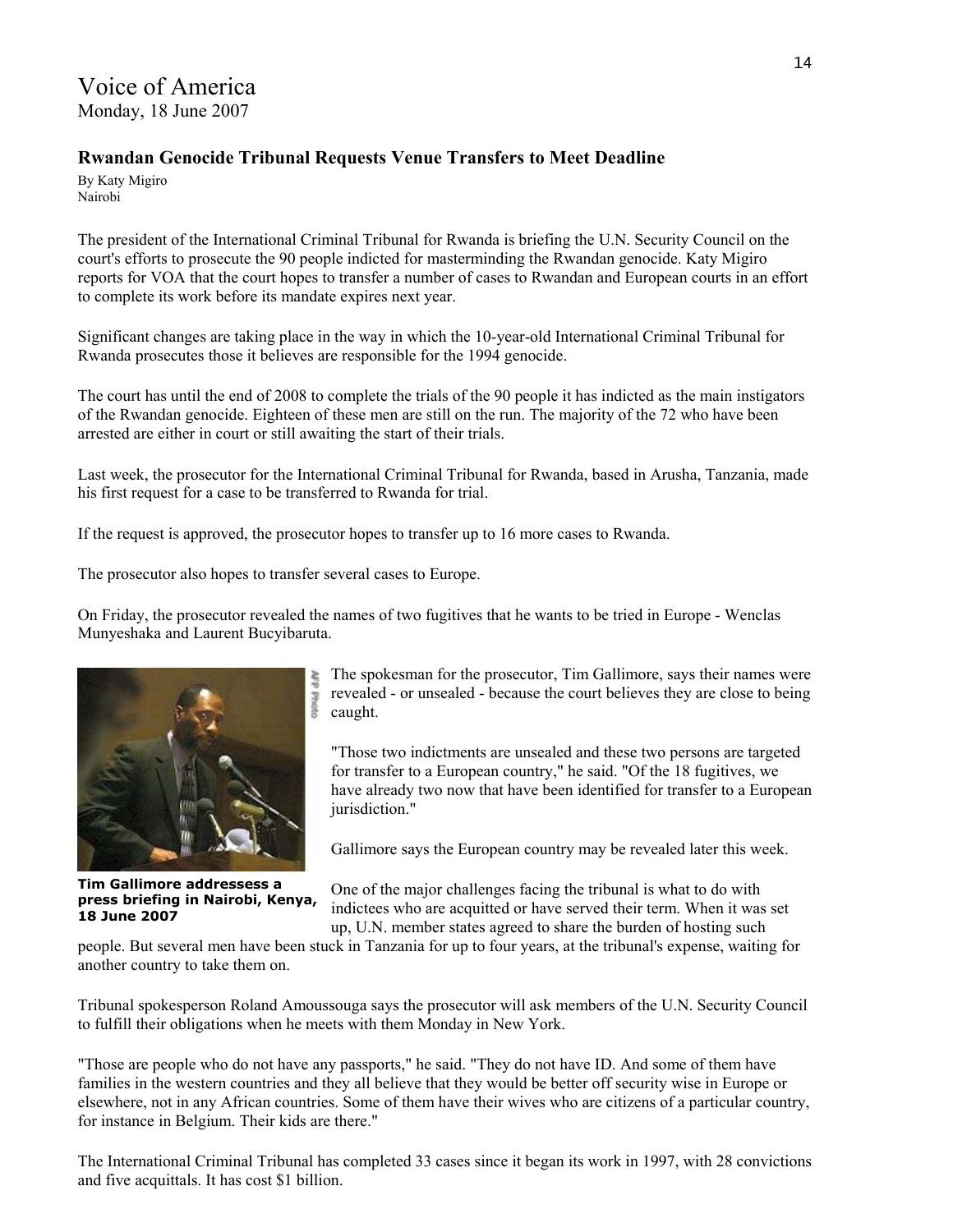# Voice of America

Monday, 18 June 2007

### Rwandan Genocide Tribunal Requests Venue Transfers to Meet Deadline

By Katy Migiro
Nairobi

The president of the International Criminal Tribunal for Rwanda is briefing the U.N. Security Council on the court's efforts to prosecute the 90 people indicted for masterminding the Rwandan genocide. Katy Migiro reports for VOA that the court hopes to transfer a number of cases to Rwandan and European courts in an effort to complete its work before its mandate expires next year.

Significant changes are taking place in the way in which the 10-year-old International Criminal Tribunal for Rwanda prosecutes those it believes are responsible for the 1994 genocide.

The court has until the end of 2008 to complete the trials of the 90 people it has indicted as the main instigators of the Rwandan genocide. Eighteen of these men are still on the run. The majority of the 72 who have been arrested are either in court or still awaiting the start of their trials.

Last week, the prosecutor for the International Criminal Tribunal for Rwanda, based in Arusha, Tanzania, made his first request for a case to be transferred to Rwanda for trial.

If the request is approved, the prosecutor hopes to transfer up to 16 more cases to Rwanda.

The prosecutor also hopes to transfer several cases to Europe.

On Friday, the prosecutor revealed the names of two fugitives that he wants to be tried in Europe - Wenclas Munyeshaka and Laurent Bucyibaruta.

**Tim Gallimore addressess a press briefing in Nairobi, Kenya, 18 June 2007**

The spokesman for the prosecutor, Tim Gallimore, says their names were revealed - or unsealed - because the court believes they are close to being caught.

"Those two indictments are unsealed and these two persons are targeted for transfer to a European country," he said. "Of the 18 fugitives, we have already two now that have been identified for transfer to a European jurisdiction."

Gallimore says the European country may be revealed later this week.

One of the major challenges facing the tribunal is what to do with indictees who are acquitted or have served their term. When it was set up, U.N. member states agreed to share the burden of hosting such people. But several men have been stuck in Tanzania for up to four years, at the tribunal's expense, waiting for another country to take them on.

Tribunal spokesperson Roland Amoussouga says the prosecutor will ask members of the U.N. Security Council to fulfill their obligations when he meets with them Monday in New York.

"Those are people who do not have any passports," he said. "They do not have ID. And some of them have families in the western countries and they all believe that they would be better off security wise in Europe or elsewhere, not in any African countries. Some of them have their wives who are citizens of a particular country, for instance in Belgium. Their kids are there."

The International Criminal Tribunal has completed 33 cases since it began its work in 1997, with 28 convictions and five acquittals. It has cost $1 billion.